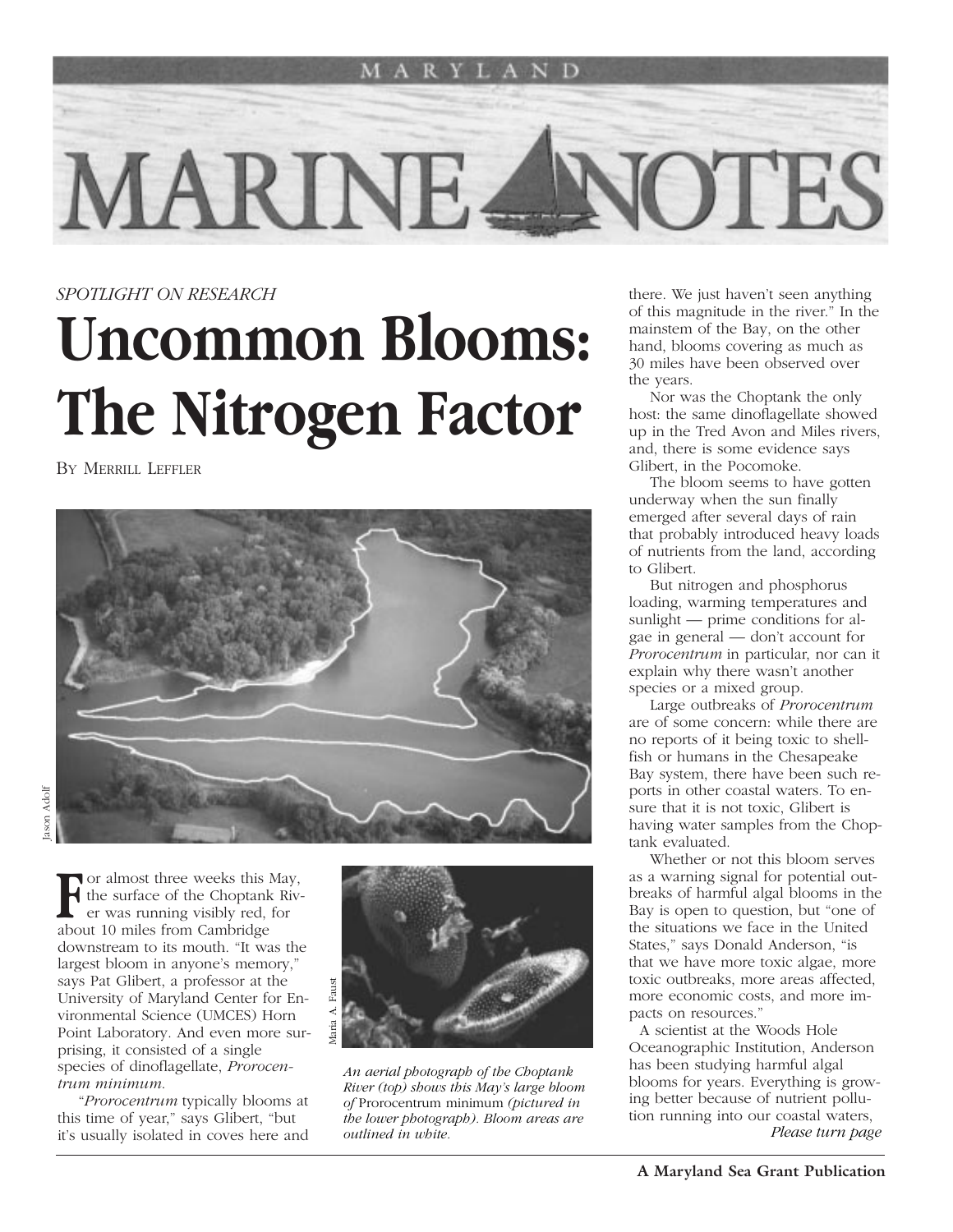# MARYLAND MARINE NOTES

*SPOTLIGHT ON RESEARCH*

# Uncommon Blooms: The Nitrogen Factor

BY MERRILL LEFFLER

For almost three weeks this May, the surface of the Choptank River was running visibly red, for about 10 miles from Cambridge downstream to its mouth. "It was the largest bloom in anyone's memory," says Pat Glibert, a professor at the University of Maryland Center for Environmental Science (UMCES) Horn Point Laboratory. And even more surprising, it consisted of a single species of dinoflagellate, *Prorocentrum minimum*.

"*Prorocentrum* typically blooms at this time of year," says Glibert, "but it's usually isolated in coves here and there. We just haven't seen anything of this magnitude in the river." In the mainstem of the Bay, on the other hand, blooms covering as much as 30 miles have been observed over the years.

*An aerial photograph of the Choptank River (top) shows this May's large bloom of* Prorocentrum minimum *(pictured in the lower photograph). Bloom areas are outlined in white.*

Nor was the Choptank the only host: the same dinoflagellate showed up in the Tred Avon and Miles rivers, and, there is some evidence says Glibert, in the Pocomoke.

The bloom seems to have gotten underway when the sun finally emerged after several days of rain that probably introduced heavy loads of nutrients from the land, according to Glibert.

But nitrogen and phosphorus loading, warming temperatures and sunlight — prime conditions for algae in general — don't account for *Prorocentrum* in particular, nor can it explain why there wasn't another species or a mixed group.

Large outbreaks of *Prorocentrum* are of some concern: while there are no reports of it being toxic to shellfish or humans in the Chesapeake Bay system, there have been such reports in other coastal waters. To ensure that it is not toxic, Glibert is having water samples from the Choptank evaluated.

Whether or not this bloom serves as a warning signal for potential outbreaks of harmful algal blooms in the Bay is open to question, but "one of the situations we face in the United States," says Donald Anderson, "is that we have more toxic algae, more toxic outbreaks, more areas affected, more economic costs, and more impacts on resources."

A scientist at the Woods Hole Oceanographic Institution, Anderson has been studying harmful algal blooms for years. Everything is growing better because of nutrient pollution running into our coastal waters,

*Please turn page*

**A Maryland Sea Grant Publication**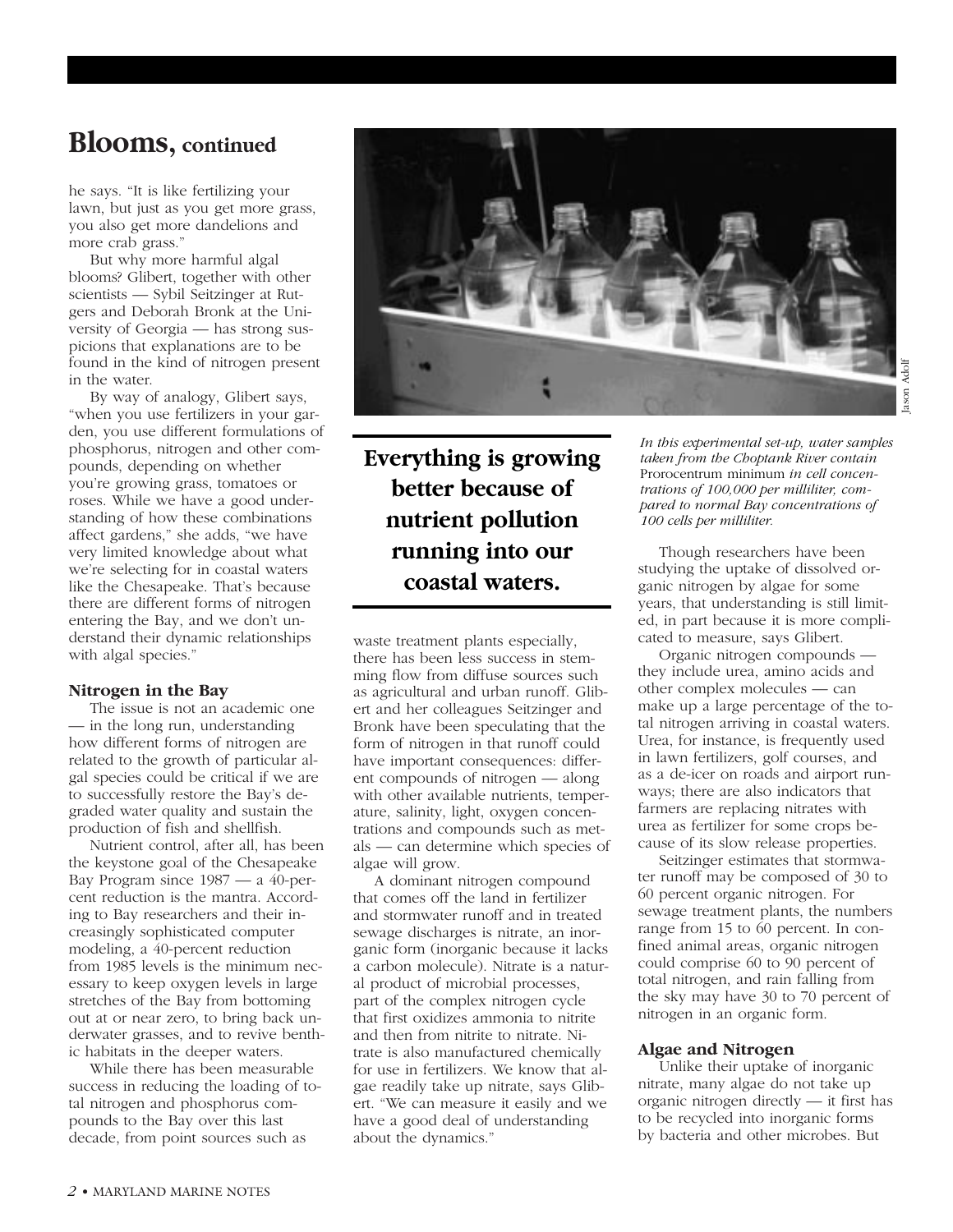## Blooms, continued

he says. "It is like fertilizing your lawn, but just as you get more grass, you also get more dandelions and more crab grass."

But why more harmful algal blooms? Glibert, together with other scientists — Sybil Seitzinger at Rutgers and Deborah Bronk at the University of Georgia — has strong suspicions that explanations are to be found in the kind of nitrogen present in the water.

By way of analogy, Glibert says, "when you use fertilizers in your garden, you use different formulations of phosphorus, nitrogen and other compounds, depending on whether you're growing grass, tomatoes or roses. While we have a good understanding of how these combinations affect gardens," she adds, "we have very limited knowledge about what we're selecting for in coastal waters like the Chesapeake. That's because there are different forms of nitrogen entering the Bay, and we don't understand their dynamic relationships with algal species."

### Nitrogen in the Bay

The issue is not an academic one — in the long run, understanding how different forms of nitrogen are related to the growth of particular algal species could be critical if we are to successfully restore the Bay's degraded water quality and sustain the production of fish and shellfish.

Nutrient control, after all, has been the keystone goal of the Chesapeake Bay Program since 1987 — a 40-percent reduction is the mantra. According to Bay researchers and their increasingly sophisticated computer modeling, a 40-percent reduction from 1985 levels is the minimum necessary to keep oxygen levels in large stretches of the Bay from bottoming out at or near zero, to bring back underwater grasses, and to revive benthic habitats in the deeper waters.

While there has been measurable success in reducing the loading of total nitrogen and phosphorus compounds to the Bay over this last decade, from point sources such as waste treatment plants especially, there has been less success in stemming flow from diffuse sources such as agricultural and urban runoff. Glibert and her colleagues Seitzinger and Bronk have been speculating that the form of nitrogen in that runoff could have important consequences: different compounds of nitrogen — along with other available nutrients, temperature, salinity, light, oxygen concentrations and compounds such as metals — can determine which species of algae will grow.

**Everything is growing better because of nutrient pollution running into our coastal waters.**

A dominant nitrogen compound that comes off the land in fertilizer and stormwater runoff and in treated sewage discharges is nitrate, an inorganic form (inorganic because it lacks a carbon molecule). Nitrate is a natural product of microbial processes, part of the complex nitrogen cycle that first oxidizes ammonia to nitrite and then from nitrite to nitrate. Nitrate is also manufactured chemically for use in fertilizers. We know that algae readily take up nitrate, says Glibert. "We can measure it easily and we have a good deal of understanding about the dynamics."

*In this experimental set-up, water samples taken from the Choptank River contain* Prorocentrum minimum *in cell concentrations of 100,000 per milliliter, compared to normal Bay concentrations of 100 cells per milliliter.*

Jason Adolf

Though researchers have been studying the uptake of dissolved organic nitrogen by algae for some years, that understanding is still limited, in part because it is more complicated to measure, says Glibert.

Organic nitrogen compounds — they include urea, amino acids and other complex molecules — can make up a large percentage of the total nitrogen arriving in coastal waters. Urea, for instance, is frequently used in lawn fertilizers, golf courses, and as a de-icer on roads and airport runways; there are also indicators that farmers are replacing nitrates with urea as fertilizer for some crops because of its slow release properties.

Seitzinger estimates that stormwater runoff may be composed of 30 to 60 percent organic nitrogen. For sewage treatment plants, the numbers range from 15 to 60 percent. In confined animal areas, organic nitrogen could comprise 60 to 90 percent of total nitrogen, and rain falling from the sky may have 30 to 70 percent of nitrogen in an organic form.

### Algae and Nitrogen

Unlike their uptake of inorganic nitrate, many algae do not take up organic nitrogen directly — it first has to be recycled into inorganic forms by bacteria and other microbes. But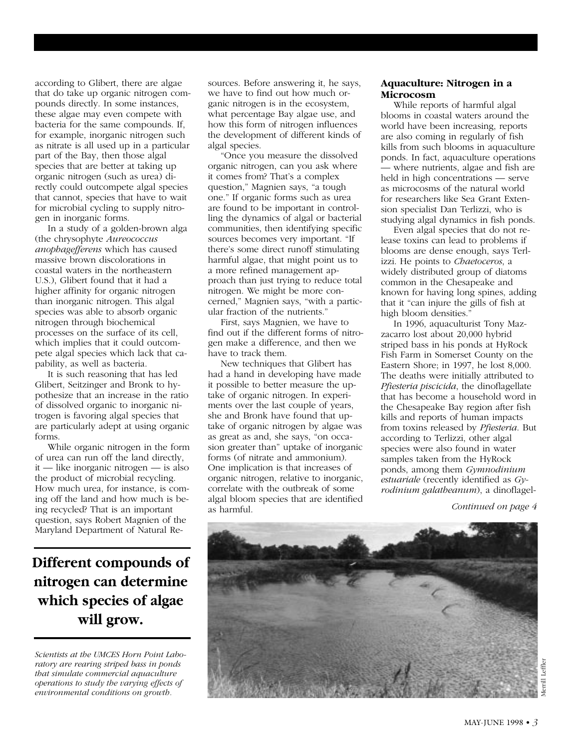according to Glibert, there are algae that do take up organic nitrogen compounds directly. In some instances, these algae may even compete with bacteria for the same compounds. If, for example, inorganic nitrogen such as nitrate is all used up in a particular part of the Bay, then those algal species that are better at taking up organic nitrogen (such as urea) directly could outcompete algal species that cannot, species that have to wait for microbial cycling to supply nitrogen in inorganic forms.

In a study of a golden-brown alga (the chrysophyte *Aureococcus anophagefferens* which has caused massive brown discolorations in coastal waters in the northeastern U.S.), Glibert found that it had a higher affinity for organic nitrogen than inorganic nitrogen. This algal species was able to absorb organic nitrogen through biochemical processes on the surface of its cell, which implies that it could outcompete algal species which lack that capability, as well as bacteria.

It is such reasoning that has led Glibert, Seitzinger and Bronk to hypothesize that an increase in the ratio of dissolved organic to inorganic nitrogen is favoring algal species that are particularly adept at using organic forms.

While organic nitrogen in the form of urea can run off the land directly, it — like inorganic nitrogen — is also the product of microbial recycling. How much urea, for instance, is coming off the land and how much is being recycled? That is an important question, says Robert Magnien of the Maryland Department of Natural Resources. Before answering it, he says, we have to find out how much organic nitrogen is in the ecosystem, what percentage Bay algae use, and how this form of nitrogen influences the development of different kinds of algal species.

"Once you measure the dissolved organic nitrogen, can you ask where it comes from? That's a complex question," Magnien says, "a tough one." If organic forms such as urea are found to be important in controlling the dynamics of algal or bacterial communities, then identifying specific sources becomes very important. "If there's some direct runoff stimulating harmful algae, that might point us to a more refined management approach than just trying to reduce total nitrogen. We might be more concerned," Magnien says, "with a particular fraction of the nutrients."

First, says Magnien, we have to find out if the different forms of nitrogen make a difference, and then we have to track them.

New techniques that Glibert has had a hand in developing have made it possible to better measure the uptake of organic nitrogen. In experiments over the last couple of years, she and Bronk have found that uptake of organic nitrogen by algae was as great as and, she says, "on occasion greater than" uptake of inorganic forms (of nitrate and ammonium). One implication is that increases of organic nitrogen, relative to inorganic, correlate with the outbreak of some algal bloom species that are identified as harmful.

**Different compounds of nitrogen can determine which species of algae will grow.**

### Aquaculture: Nitrogen in a Microcosm

While reports of harmful algal blooms in coastal waters around the world have been increasing, reports are also coming in regularly of fish kills from such blooms in aquaculture ponds. In fact, aquaculture operations — where nutrients, algae and fish are held in high concentrations — serve as microcosms of the natural world for researchers like Sea Grant Extension specialist Dan Terlizzi, who is studying algal dynamics in fish ponds.

Even algal species that do not release toxins can lead to problems if blooms are dense enough, says Terlizzi. He points to *Chaetoceros*, a widely distributed group of diatoms common in the Chesapeake and known for having long spines, adding that it "can injure the gills of fish at high bloom densities."

In 1996, aquaculturist Tony Mazzacarro lost about 20,000 hybrid striped bass in his ponds at HyRock Fish Farm in Somerset County on the Eastern Shore; in 1997, he lost 8,000. The deaths were initially attributed to *Pfiesteria piscicida*, the dinoflagellate that has become a household word in the Chesapeake Bay region after fish kills and reports of human impacts from toxins released by *Pfiesteria*. But according to Terlizzi, other algal species were also found in water samples taken from the HyRock ponds, among them *Gymnodinium estuariale* (recently identified as *Gyrodinium galatheanum*), a dinoflagel-

*Continued on page 4*

*Scientists at the UMCES Horn Point Laboratory are rearing striped bass in ponds that simulate commercial aquaculture operations to study the varying effects of environmental conditions on growth.*

Merrill Leffler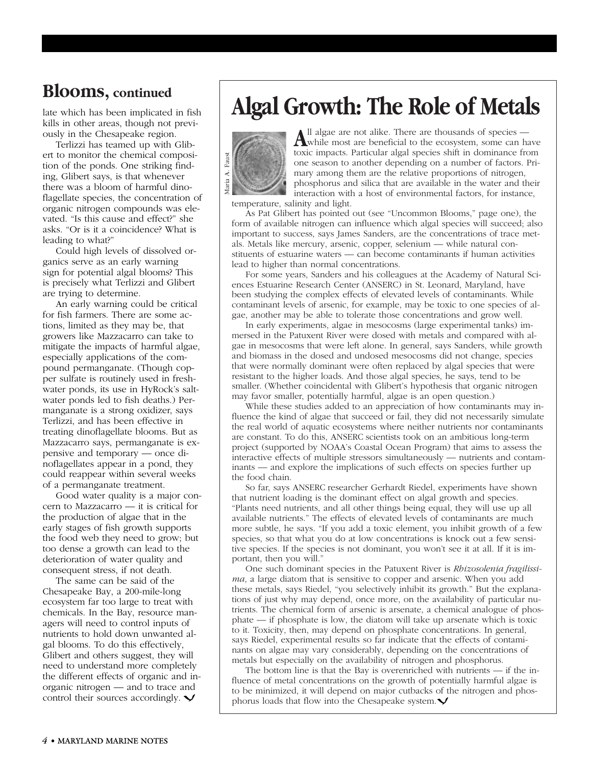## Blooms, continued

late which has been implicated in fish kills in other areas, though not previously in the Chesapeake region.

Terlizzi has teamed up with Glibert to monitor the chemical composition of the ponds. One striking finding, Glibert says, is that whenever there was a bloom of harmful dinoflagellate species, the concentration of organic nitrogen compounds was elevated. "Is this cause and effect?" she asks. "Or is it a coincidence? What is leading to what?"

Could high levels of dissolved organics serve as an early warning sign for potential algal blooms? This is precisely what Terlizzi and Glibert are trying to determine.

An early warning could be critical for fish farmers. There are some actions, limited as they may be, that growers like Mazzacarro can take to mitigate the impacts of harmful algae, especially applications of the compound permanganate. (Though copper sulfate is routinely used in freshwater ponds, its use in HyRock's saltwater ponds led to fish deaths.) Permanganate is a strong oxidizer, says Terlizzi, and has been effective in treating dinoflagellate blooms. But as Mazzacarro says, permanganate is expensive and temporary — once dinoflagellates appear in a pond, they could reappear within several weeks of a permanganate treatment.

Good water quality is a major concern to Mazzacarro — it is critical for the production of algae that in the early stages of fish growth supports the food web they need to grow; but too dense a growth can lead to the deterioration of water quality and consequent stress, if not death.

The same can be said of the Chesapeake Bay, a 200-mile-long ecosystem far too large to treat with chemicals. In the Bay, resource managers will need to control inputs of nutrients to hold down unwanted algal blooms. To do this effectively, Glibert and others suggest, they will need to understand more completely the different effects of organic and inorganic nitrogen — and to trace and control their sources accordingly.

# Algal Growth: The Role of Metals

Maria A. Faust

All algae are not alike. There are thousands of species — while most are beneficial to the ecosystem, some can have toxic impacts. Particular algal species shift in dominance from one season to another depending on a number of factors. Primary among them are the relative proportions of nitrogen, phosphorus and silica that are available in the water and their interaction with a host of environmental factors, for instance, temperature, salinity and light.

As Pat Glibert has pointed out (see "Uncommon Blooms," page one), the form of available nitrogen can influence which algal species will succeed; also important to success, says James Sanders, are the concentrations of trace metals. Metals like mercury, arsenic, copper, selenium — while natural constituents of estuarine waters — can become contaminants if human activities lead to higher than normal concentrations.

For some years, Sanders and his colleagues at the Academy of Natural Sciences Estuarine Research Center (ANSERC) in St. Leonard, Maryland, have been studying the complex effects of elevated levels of contaminants. While contaminant levels of arsenic, for example, may be toxic to one species of algae, another may be able to tolerate those concentrations and grow well.

In early experiments, algae in mesocosms (large experimental tanks) immersed in the Patuxent River were dosed with metals and compared with algae in mesocosms that were left alone. In general, says Sanders, while growth and biomass in the dosed and undosed mesocosms did not change, species that were normally dominant were often replaced by algal species that were resistant to the higher loads. And those algal species, he says, tend to be smaller. (Whether coincidental with Glibert's hypothesis that organic nitrogen may favor smaller, potentially harmful, algae is an open question.)

While these studies added to an appreciation of how contaminants may influence the kind of algae that succeed or fail, they did not necessarily simulate the real world of aquatic ecosystems where neither nutrients nor contaminants are constant. To do this, ANSERC scientists took on an ambitious long-term project (supported by NOAA's Coastal Ocean Program) that aims to assess the interactive effects of multiple stressors simultaneously — nutrients and contaminants — and explore the implications of such effects on species further up the food chain.

So far, says ANSERC researcher Gerhardt Riedel, experiments have shown that nutrient loading is the dominant effect on algal growth and species. "Plants need nutrients, and all other things being equal, they will use up all available nutrients." The effects of elevated levels of contaminants are much more subtle, he says. "If you add a toxic element, you inhibit growth of a few species, so that what you do at low concentrations is knock out a few sensitive species. If the species is not dominant, you won't see it at all. If it is important, then you will."

One such dominant species in the Patuxent River is *Rhizosolenia fragilissima*, a large diatom that is sensitive to copper and arsenic. When you add these metals, says Riedel, "you selectively inhibit its growth." But the explanations of just why may depend, once more, on the availability of particular nutrients. The chemical form of arsenic is arsenate, a chemical analogue of phosphate — if phosphate is low, the diatom will take up arsenate which is toxic to it. Toxicity, then, may depend on phosphate concentrations. In general, says Riedel, experimental results so far indicate that the effects of contaminants on algae may vary considerably, depending on the concentrations of metals but especially on the availability of nitrogen and phosphorus.

The bottom line is that the Bay is overenriched with nutrients — if the influence of metal concentrations on the growth of potentially harmful algae is to be minimized, it will depend on major cutbacks of the nitrogen and phosphorus loads that flow into the Chesapeake system.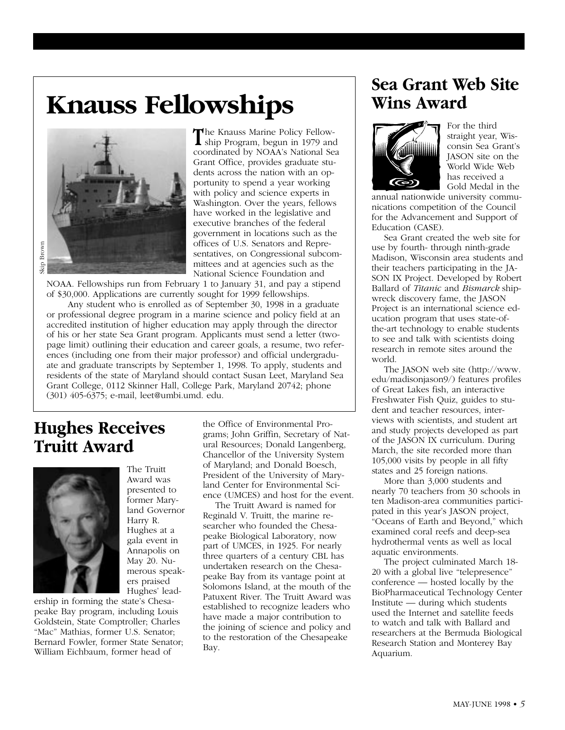# Knauss Fellowships

Skip Brown

The Knauss Marine Policy Fellowship Program, begun in 1979 and coordinated by NOAA's National Sea Grant Office, provides graduate students across the nation with an opportunity to spend a year working with policy and science experts in Washington. Over the years, fellows have worked in the legislative and executive branches of the federal government in locations such as the offices of U.S. Senators and Representatives, on Congressional subcommittees and at agencies such as the National Science Foundation and NOAA. Fellowships run from February 1 to January 31, and pay a stipend of $30,000. Applications are currently sought for 1999 fellowships.

Any student who is enrolled as of September 30, 1998 in a graduate or professional degree program in a marine science and policy field at an accredited institution of higher education may apply through the director of his or her state Sea Grant program. Applicants must send a letter (two-page limit) outlining their education and career goals, a resume, two references (including one from their major professor) and official undergraduate and graduate transcripts by September 1, 1998. To apply, students and residents of the state of Maryland should contact Susan Leet, Maryland Sea Grant College, 0112 Skinner Hall, College Park, Maryland 20742; phone (301) 405-6375; e-mail, leet@umbi.umd. edu.

## Hughes Receives Truitt Award

The Truitt Award was presented to former Maryland Governor Harry R. Hughes at a gala event in Annapolis on May 20. Numerous speakers praised Hughes' leadership in forming the state's Chesapeake Bay program, including Louis Goldstein, State Comptroller; Charles "Mac" Mathias, former U.S. Senator; Bernard Fowler, former State Senator; William Eichbaum, former head of the Office of Environmental Programs; John Griffin, Secretary of Natural Resources; Donald Langenberg, Chancellor of the University System of Maryland; and Donald Boesch, President of the University of Maryland Center for Environmental Science (UMCES) and host for the event.

The Truitt Award is named for Reginald V. Truitt, the marine researcher who founded the Chesapeake Biological Laboratory, now part of UMCES, in 1925. For nearly three quarters of a century CBL has undertaken research on the Chesapeake Bay from its vantage point at Solomons Island, at the mouth of the Patuxent River. The Truitt Award was established to recognize leaders who have made a major contribution to the joining of science and policy and to the restoration of the Chesapeake Bay.

## Sea Grant Web Site Wins Award

For the third straight year, Wisconsin Sea Grant's JASON site on the World Wide Web has received a Gold Medal in the annual nationwide university communications competition of the Council for the Advancement and Support of Education (CASE).

Sea Grant created the web site for use by fourth- through ninth-grade Madison, Wisconsin area students and their teachers participating in the JASON IX Project. Developed by Robert Ballard of *Titanic* and *Bismarck* shipwreck discovery fame, the JASON Project is an international science education program that uses state-of-the-art technology to enable students to see and talk with scientists doing research in remote sites around the world.

The JASON web site (http://www.edu/madisonjason9/) features profiles of Great Lakes fish, an interactive Freshwater Fish Quiz, guides to student and teacher resources, interviews with scientists, and student art and study projects developed as part of the JASON IX curriculum. During March, the site recorded more than 105,000 visits by people in all fifty states and 25 foreign nations.

More than 3,000 students and nearly 70 teachers from 30 schools in ten Madison-area communities participated in this year's JASON project, "Oceans of Earth and Beyond," which examined coral reefs and deep-sea hydrothermal vents as well as local aquatic environments.

The project culminated March 18-20 with a global live "telepresence" conference — hosted locally by the BioPharmaceutical Technology Center Institute — during which students used the Internet and satellite feeds to watch and talk with Ballard and researchers at the Bermuda Biological Research Station and Monterey Bay Aquarium.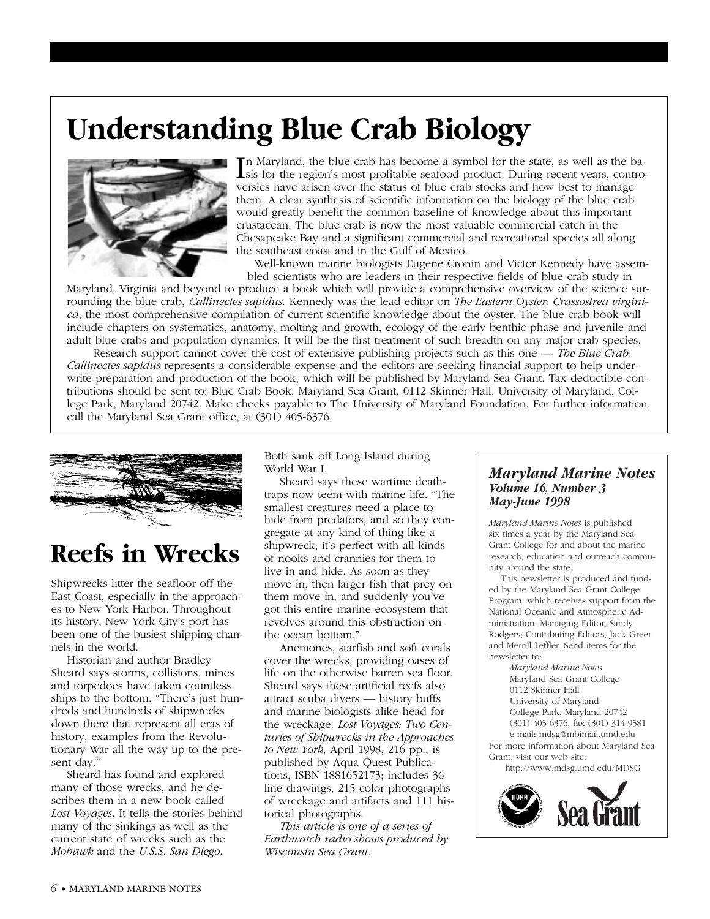# Understanding Blue Crab Biology

In Maryland, the blue crab has become a symbol for the state, as well as the basis for the region's most profitable seafood product. During recent years, controversies have arisen over the status of blue crab stocks and how best to manage them. A clear synthesis of scientific information on the biology of the blue crab would greatly benefit the common baseline of knowledge about this important crustacean. The blue crab is now the most valuable commercial catch in the Chesapeake Bay and a significant commercial and recreational species all along the southeast coast and in the Gulf of Mexico.

Well-known marine biologists Eugene Cronin and Victor Kennedy have assembled scientists who are leaders in their respective fields of blue crab study in Maryland, Virginia and beyond to produce a book which will provide a comprehensive overview of the science surrounding the blue crab, *Callinectes sapidus*. Kennedy was the lead editor on *The Eastern Oyster: Crassostrea virginica*, the most comprehensive compilation of current scientific knowledge about the oyster. The blue crab book will include chapters on systematics, anatomy, molting and growth, ecology of the early benthic phase and juvenile and adult blue crabs and population dynamics. It will be the first treatment of such breadth on any major crab species.

Research support cannot cover the cost of extensive publishing projects such as this one — *The Blue Crab: Callinectes sapidus* represents a considerable expense and the editors are seeking financial support to help underwrite preparation and production of the book, which will be published by Maryland Sea Grant. Tax deductible contributions should be sent to: Blue Crab Book, Maryland Sea Grant, 0112 Skinner Hall, University of Maryland, College Park, Maryland 20742. Make checks payable to The University of Maryland Foundation. For further information, call the Maryland Sea Grant office, at (301) 405-6376.

# Reefs in Wrecks

Shipwrecks litter the seafloor off the East Coast, especially in the approaches to New York Harbor. Throughout its history, New York City's port has been one of the busiest shipping channels in the world.

Historian and author Bradley Sheard says storms, collisions, mines and torpedoes have taken countless ships to the bottom. "There's just hundreds and hundreds of shipwrecks down there that represent all eras of history, examples from the Revolutionary War all the way up to the present day."

Sheard has found and explored many of those wrecks, and he describes them in a new book called *Lost Voyages*. It tells the stories behind many of the sinkings as well as the current state of wrecks such as the *Mohawk* and the *U.S.S. San Diego*. Both sank off Long Island during World War I.

Sheard says these wartime deathtraps now teem with marine life. "The smallest creatures need a place to hide from predators, and so they congregate at any kind of thing like a shipwreck; it's perfect with all kinds of nooks and crannies for them to live in and hide. As soon as they move in, then larger fish that prey on them move in, and suddenly you've got this entire marine ecosystem that revolves around this obstruction on the ocean bottom."

Anemones, starfish and soft corals cover the wrecks, providing oases of life on the otherwise barren sea floor. Sheard says these artificial reefs also attract scuba divers — history buffs and marine biologists alike head for the wreckage. *Lost Voyages: Two Centuries of Shipwrecks in the Approaches to New York*, April 1998, 216 pp., is published by Aqua Quest Publications, ISBN 1881652173; includes 36 line drawings, 215 color photographs of wreckage and artifacts and 111 historical photographs.

*This article is one of a series of Earthwatch radio shows produced by Wisconsin Sea Grant.*

### *Maryland Marine Notes*
***Volume 16, Number 3***
***May-June 1998***

*Maryland Marine Notes* is published six times a year by the Maryland Sea Grant College for and about the marine research, education and outreach community around the state.

This newsletter is produced and funded by the Maryland Sea Grant College Program, which receives support from the National Oceanic and Atmospheric Administration. Managing Editor, Sandy Rodgers; Contributing Editors, Jack Greer and Merrill Leffler. Send items for the newsletter to:

*Maryland Marine Notes*
Maryland Sea Grant College
0112 Skinner Hall
University of Maryland
College Park, Maryland 20742
(301) 405-6376, fax (301) 314-9581
e-mail: mdsg@mbimail.umd.edu

For more information about Maryland Sea Grant, visit our web site:
http://www.mdsg.umd.edu/MDSG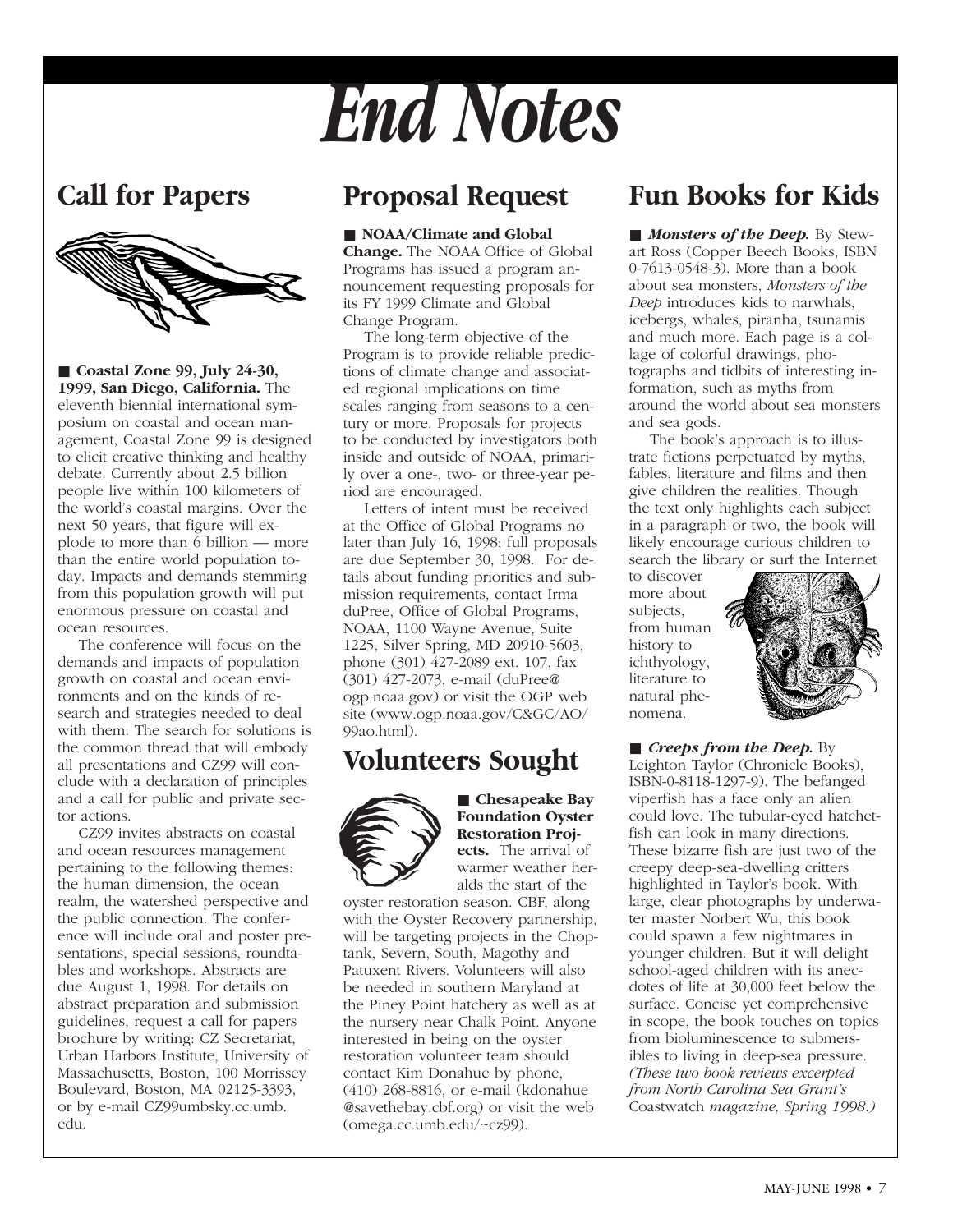# *End Notes*

## Call for Papers

■ **Coastal Zone 99, July 24-30, 1999, San Diego, California.** The eleventh biennial international symposium on coastal and ocean management, Coastal Zone 99 is designed to elicit creative thinking and healthy debate. Currently about 2.5 billion people live within 100 kilometers of the world's coastal margins. Over the next 50 years, that figure will explode to more than 6 billion — more than the entire world population today. Impacts and demands stemming from this population growth will put enormous pressure on coastal and ocean resources.

The conference will focus on the demands and impacts of population growth on coastal and ocean environments and on the kinds of research and strategies needed to deal with them. The search for solutions is the common thread that will embody all presentations and CZ99 will conclude with a declaration of principles and a call for public and private sector actions.

CZ99 invites abstracts on coastal and ocean resources management pertaining to the following themes: the human dimension, the ocean realm, the watershed perspective and the public connection. The conference will include oral and poster presentations, special sessions, roundtables and workshops. Abstracts are due August 1, 1998. For details on abstract preparation and submission guidelines, request a call for papers brochure by writing: CZ Secretariat, Urban Harbors Institute, University of Massachusetts, Boston, 100 Morrissey Boulevard, Boston, MA 02125-3393, or by e-mail CZ99umbsky.cc.umb.edu.

## Proposal Request

■ **NOAA/Climate and Global Change.** The NOAA Office of Global Programs has issued a program announcement requesting proposals for its FY 1999 Climate and Global Change Program.

The long-term objective of the Program is to provide reliable predictions of climate change and associated regional implications on time scales ranging from seasons to a century or more. Proposals for projects to be conducted by investigators both inside and outside of NOAA, primarily over a one-, two- or three-year period are encouraged.

Letters of intent must be received at the Office of Global Programs no later than July 16, 1998; full proposals are due September 30, 1998. For details about funding priorities and submission requirements, contact Irma duPree, Office of Global Programs, NOAA, 1100 Wayne Avenue, Suite 1225, Silver Spring, MD 20910-5603, phone (301) 427-2089 ext. 107, fax (301) 427-2073, e-mail (duPree@ogp.noaa.gov) or visit the OGP web site (www.ogp.noaa.gov/C&GC/AO/99ao.html).

## Volunteers Sought

■ **Chesapeake Bay Foundation Oyster Restoration Projects.** The arrival of warmer weather heralds the start of the oyster restoration season. CBF, along with the Oyster Recovery partnership, will be targeting projects in the Choptank, Severn, South, Magothy and Patuxent Rivers. Volunteers will also be needed in southern Maryland at the Piney Point hatchery as well as at the nursery near Chalk Point. Anyone interested in being on the oyster restoration volunteer team should contact Kim Donahue by phone, (410) 268-8816, or e-mail (kdonahue@savethebay.cbf.org) or visit the web (omega.cc.umb.edu/~cz99).

## Fun Books for Kids

■ ***Monsters of the Deep.*** By Stewart Ross (Copper Beech Books, ISBN 0-7613-0548-3). More than a book about sea monsters, *Monsters of the Deep* introduces kids to narwhals, icebergs, whales, piranha, tsunamis and much more. Each page is a collage of colorful drawings, photographs and tidbits of interesting information, such as myths from around the world about sea monsters and sea gods.

The book's approach is to illustrate fictions perpetuated by myths, fables, literature and films and then give children the realities. Though the text only highlights each subject in a paragraph or two, the book will likely encourage curious children to search the library or surf the Internet to discover more about subjects, from human history to ichthyology, literature to natural phenomena.

■ ***Creeps from the Deep.*** By Leighton Taylor (Chronicle Books), ISBN-0-8118-1297-9). The befanged viperfish has a face only an alien could love. The tubular-eyed hatchetfish can look in many directions. These bizarre fish are just two of the creepy deep-sea-dwelling critters highlighted in Taylor's book. With large, clear photographs by underwater master Norbert Wu, this book could spawn a few nightmares in younger children. But it will delight school-aged children with its anecdotes of life at 30,000 feet below the surface. Concise yet comprehensive in scope, the book touches on topics from bioluminescence to submersibles to living in deep-sea pressure. *(These two book reviews excerpted from North Carolina Sea Grant's* Coastwatch *magazine, Spring 1998.)*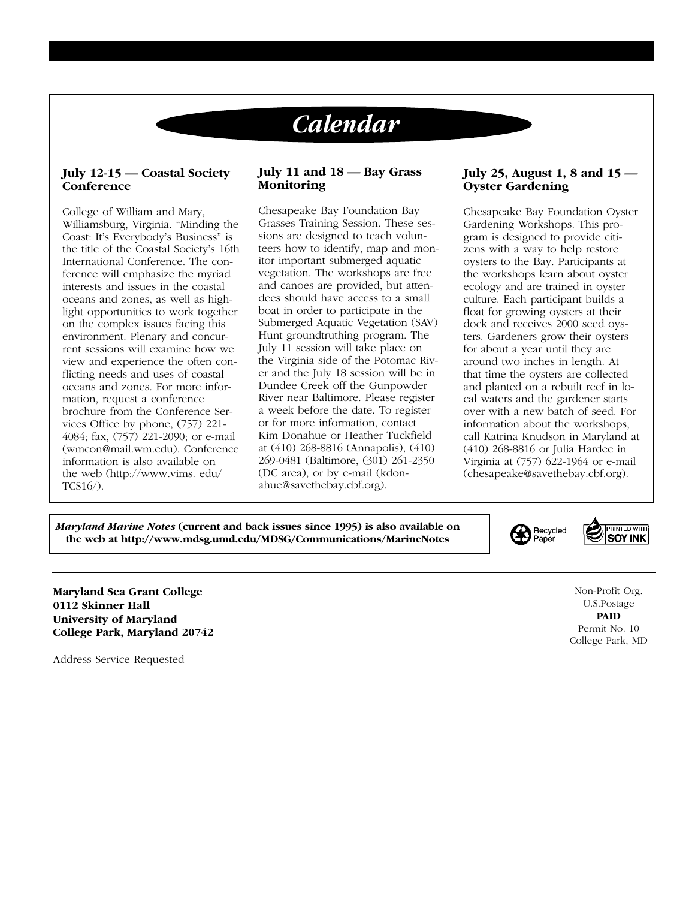# Calendar

### July 12-15 — Coastal Society Conference

College of William and Mary, Williamsburg, Virginia. "Minding the Coast: It's Everybody's Business" is the title of the Coastal Society's 16th International Conference. The conference will emphasize the myriad interests and issues in the coastal oceans and zones, as well as highlight opportunities to work together on the complex issues facing this environment. Plenary and concurrent sessions will examine how we view and experience the often conflicting needs and uses of coastal oceans and zones. For more information, request a conference brochure from the Conference Services Office by phone, (757) 221-4084; fax, (757) 221-2090; or e-mail (wmcon@mail.wm.edu). Conference information is also available on the web (http://www.vims. edu/TCS16/).

### July 11 and 18 — Bay Grass Monitoring

Chesapeake Bay Foundation Bay Grasses Training Session. These sessions are designed to teach volunteers how to identify, map and monitor important submerged aquatic vegetation. The workshops are free and canoes are provided, but attendees should have access to a small boat in order to participate in the Submerged Aquatic Vegetation (SAV) Hunt groundtruthing program. The July 11 session will take place on the Virginia side of the Potomac River and the July 18 session will be in Dundee Creek off the Gunpowder River near Baltimore. Please register a week before the date. To register or for more information, contact Kim Donahue or Heather Tuckfield at (410) 268-8816 (Annapolis), (410) 269-0481 (Baltimore, (301) 261-2350 (DC area), or by e-mail (kdonahue@savethebay.cbf.org).

### July 25, August 1, 8 and 15 — Oyster Gardening

Chesapeake Bay Foundation Oyster Gardening Workshops. This program is designed to provide citizens with a way to help restore oysters to the Bay. Participants at the workshops learn about oyster ecology and are trained in oyster culture. Each participant builds a float for growing oysters at their dock and receives 2000 seed oysters. Gardeners grow their oysters for about a year until they are around two inches in length. At that time the oysters are collected and planted on a rebuilt reef in local waters and the gardener starts over with a new batch of seed. For information about the workshops, call Katrina Knudson in Maryland at (410) 268-8816 or Julia Hardee in Virginia at (757) 622-1964 or e-mail (chesapeake@savethebay.cbf.org).

***Maryland Marine Notes*** **(current and back issues since 1995) is also available on the web at http://www.mdsg.umd.edu/MDSG/Communications/MarineNotes**

Recycled Paper

PRINTED WITH SOY INK

**Maryland Sea Grant College**
**0112 Skinner Hall**
**University of Maryland**
**College Park, Maryland 20742**

Address Service Requested

Non-Profit Org.
U.S.Postage
**PAID**
Permit No. 10
College Park, MD